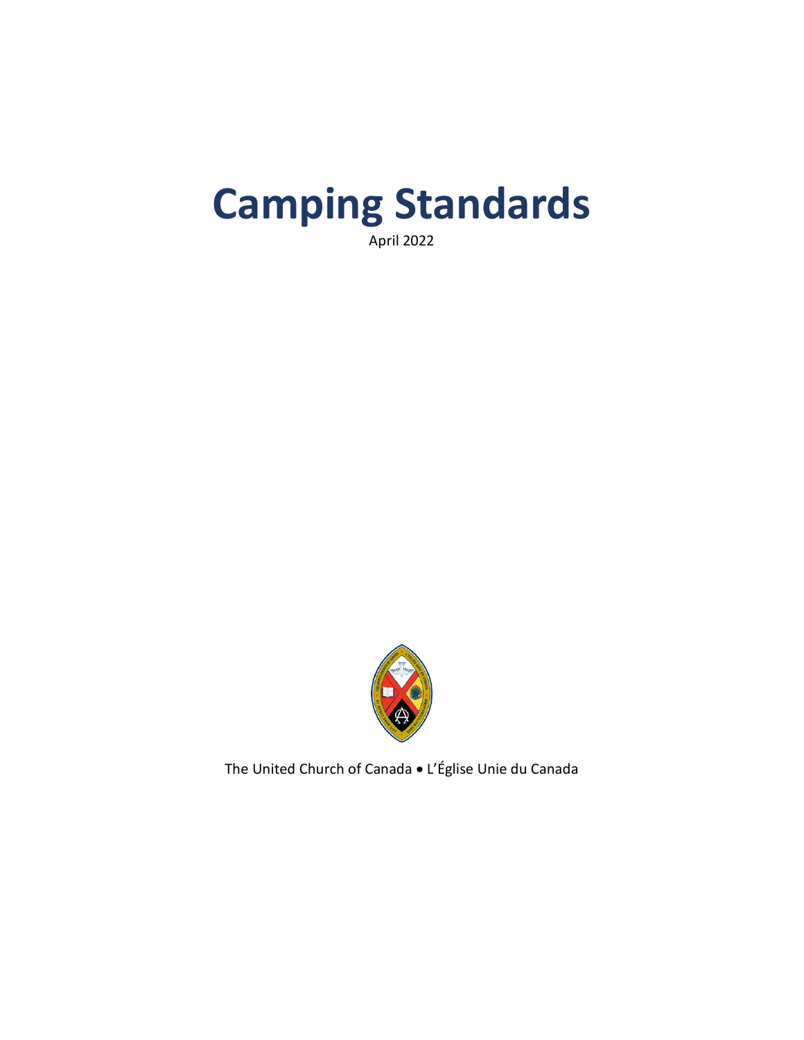# Camping Standards

April 2022

The United Church of Canada • L'Église Unie du Canada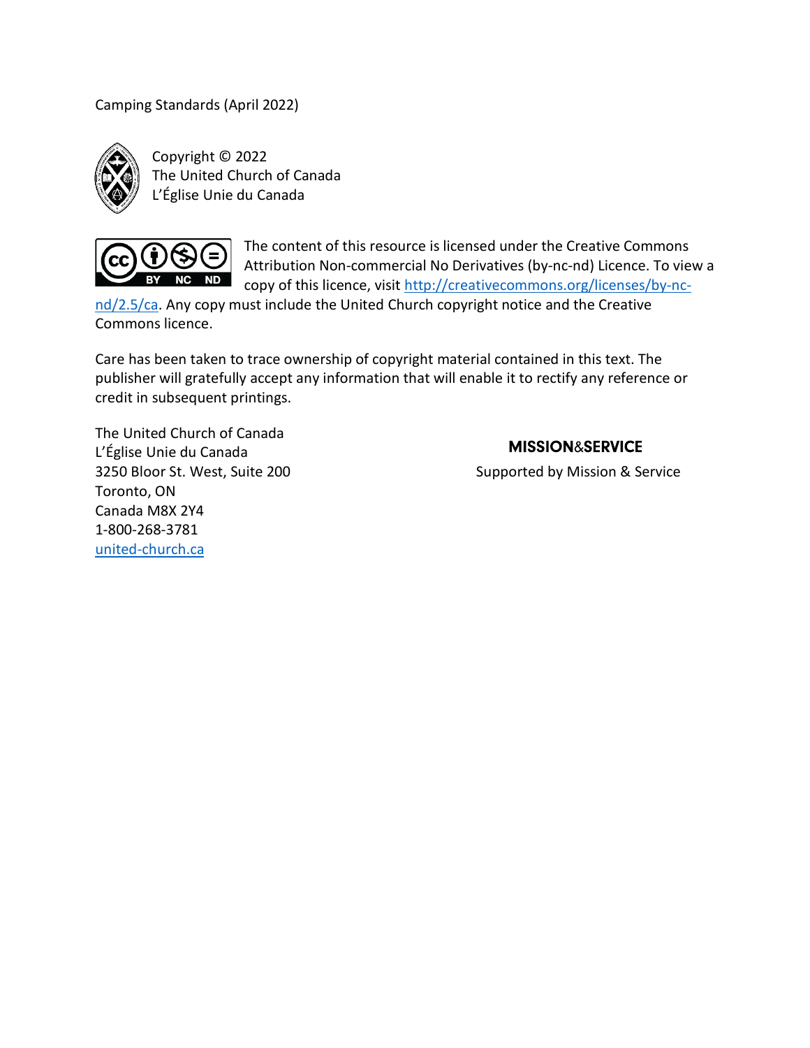Camping Standards (April 2022)

Copyright © 2022
The United Church of Canada
L'Église Unie du Canada

The content of this resource is licensed under the Creative Commons Attribution Non-commercial No Derivatives (by-nc-nd) Licence. To view a copy of this licence, visit [http://creativecommons.org/licenses/by-nc-nd/2.5/ca](http://creativecommons.org/licenses/by-nc-nd/2.5/ca). Any copy must include the United Church copyright notice and the Creative Commons licence.

Care has been taken to trace ownership of copyright material contained in this text. The publisher will gratefully accept any information that will enable it to rectify any reference or credit in subsequent printings.

The United Church of Canada
L'Église Unie du Canada
3250 Bloor St. West, Suite 200
Toronto, ON
Canada M8X 2Y4
1-800-268-3781
[united-church.ca](http://united-church.ca)

**MISSION&SERVICE**

Supported by Mission & Service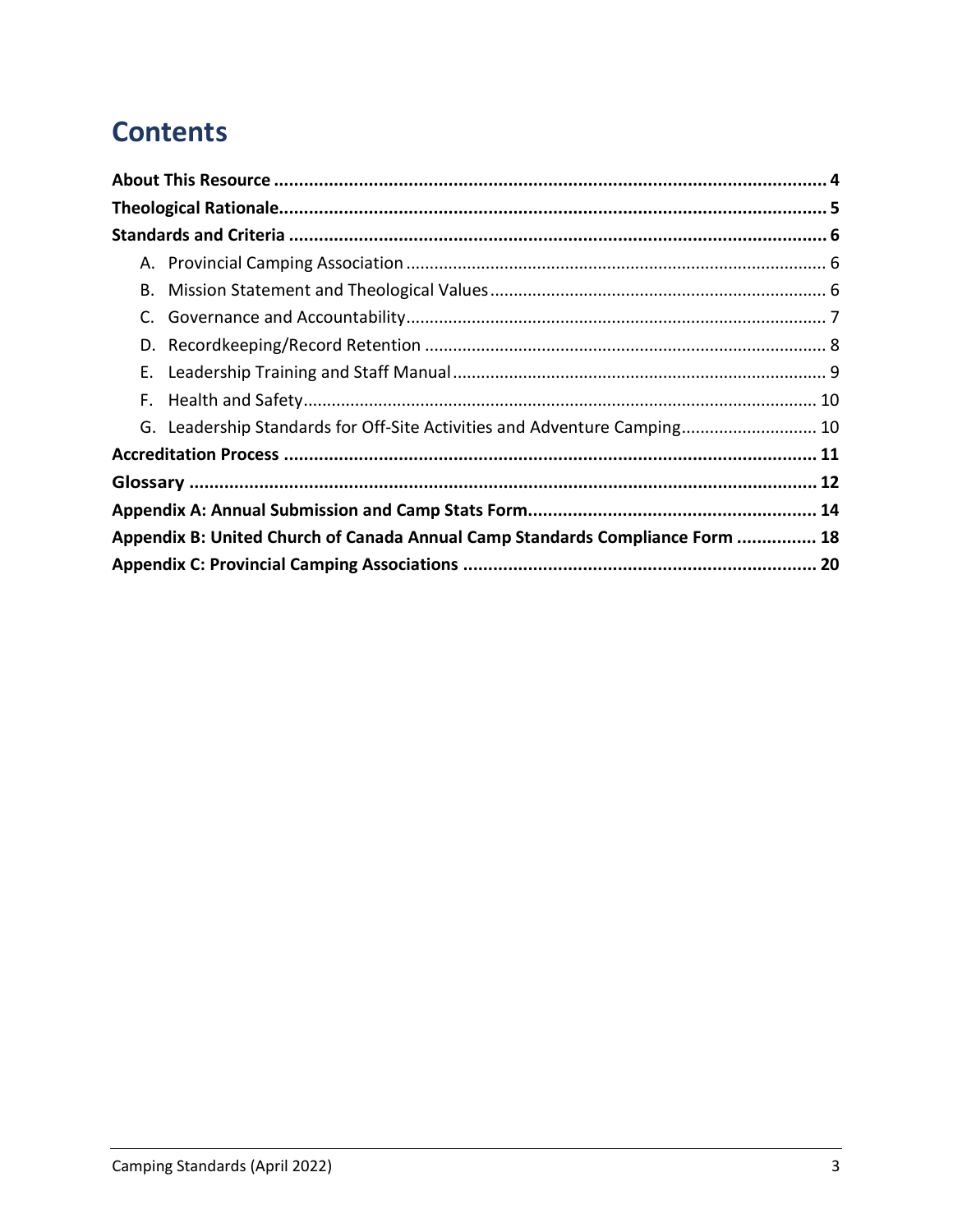# Contents

**About This Resource** ..... **4**

**Theological Rationale** ..... **5**

**Standards and Criteria** ..... **6**

- A. Provincial Camping Association ..... 6
- B. Mission Statement and Theological Values ..... 6
- C. Governance and Accountability ..... 7
- D. Recordkeeping/Record Retention ..... 8
- E. Leadership Training and Staff Manual ..... 9
- F. Health and Safety ..... 10
- G. Leadership Standards for Off-Site Activities and Adventure Camping ..... 10

**Accreditation Process** ..... **11**

**Glossary** ..... **12**

**Appendix A: Annual Submission and Camp Stats Form** ..... **14**

**Appendix B: United Church of Canada Annual Camp Standards Compliance Form** ..... **18**

**Appendix C: Provincial Camping Associations** ..... **20**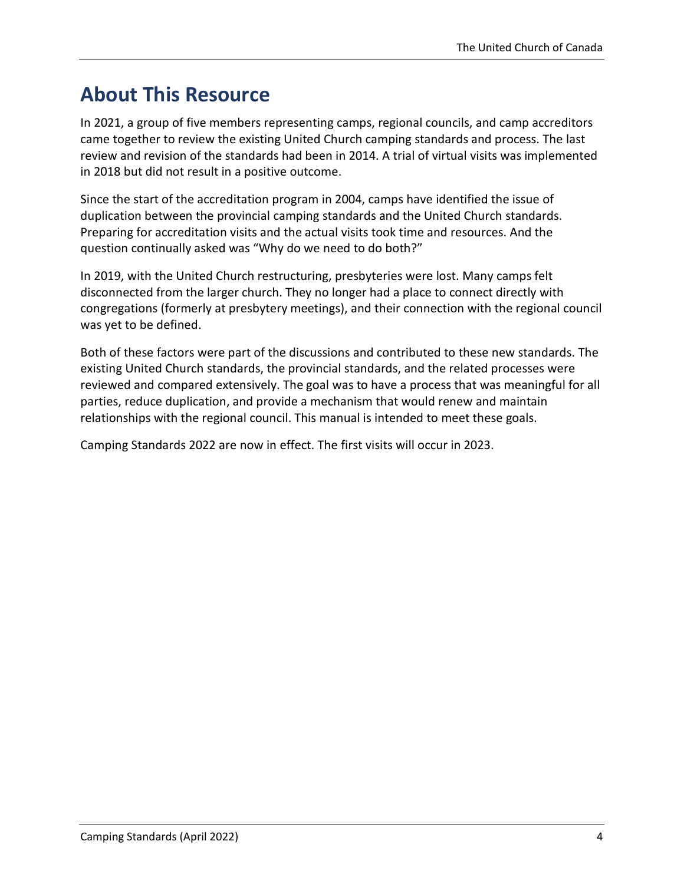# About This Resource

In 2021, a group of five members representing camps, regional councils, and camp accreditors came together to review the existing United Church camping standards and process. The last review and revision of the standards had been in 2014. A trial of virtual visits was implemented in 2018 but did not result in a positive outcome.

Since the start of the accreditation program in 2004, camps have identified the issue of duplication between the provincial camping standards and the United Church standards. Preparing for accreditation visits and the actual visits took time and resources. And the question continually asked was "Why do we need to do both?"

In 2019, with the United Church restructuring, presbyteries were lost. Many camps felt disconnected from the larger church. They no longer had a place to connect directly with congregations (formerly at presbytery meetings), and their connection with the regional council was yet to be defined.

Both of these factors were part of the discussions and contributed to these new standards. The existing United Church standards, the provincial standards, and the related processes were reviewed and compared extensively. The goal was to have a process that was meaningful for all parties, reduce duplication, and provide a mechanism that would renew and maintain relationships with the regional council. This manual is intended to meet these goals.

Camping Standards 2022 are now in effect. The first visits will occur in 2023.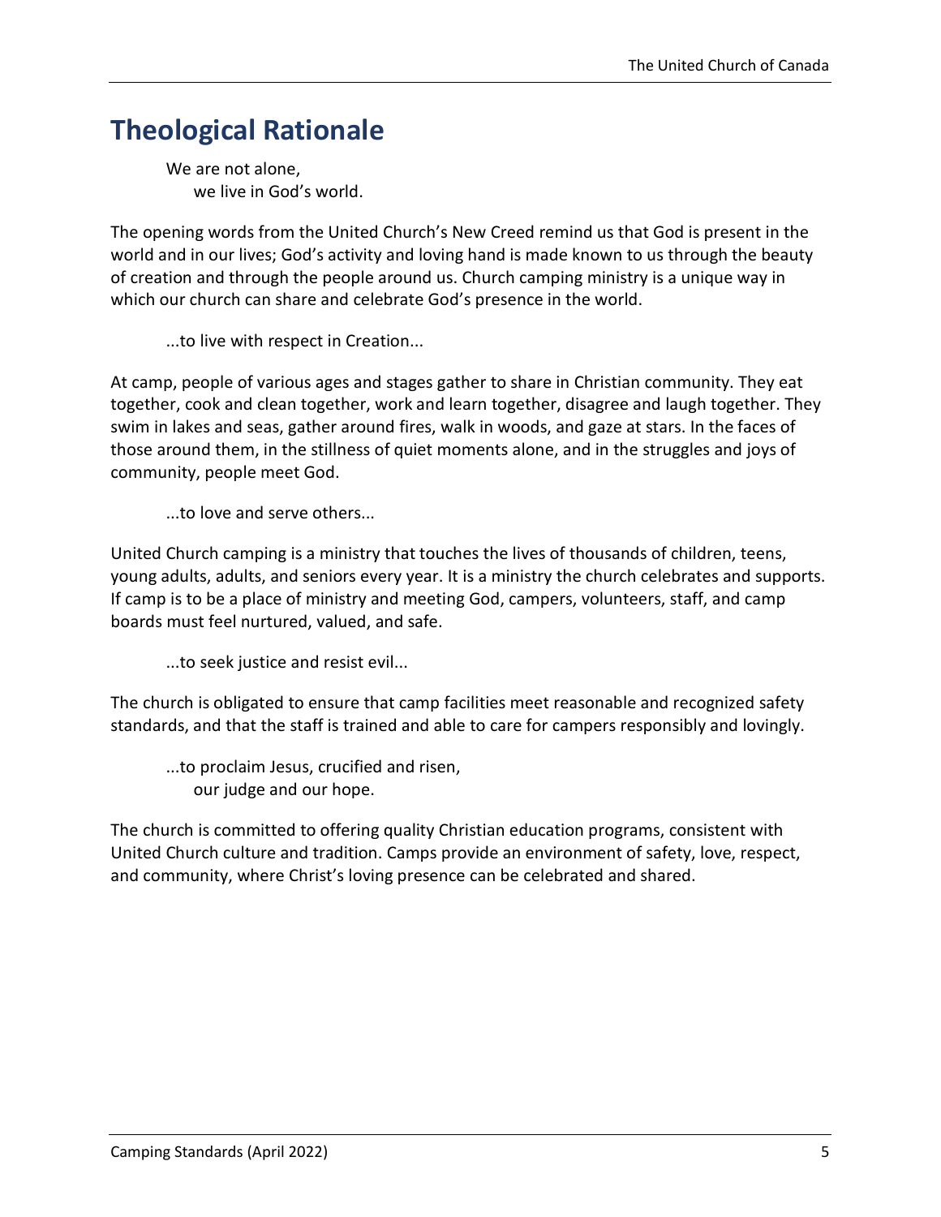# Theological Rationale

> We are not alone,
> we live in God's world.

The opening words from the United Church's New Creed remind us that God is present in the world and in our lives; God's activity and loving hand is made known to us through the beauty of creation and through the people around us. Church camping ministry is a unique way in which our church can share and celebrate God's presence in the world.

> ...to live with respect in Creation...

At camp, people of various ages and stages gather to share in Christian community. They eat together, cook and clean together, work and learn together, disagree and laugh together. They swim in lakes and seas, gather around fires, walk in woods, and gaze at stars. In the faces of those around them, in the stillness of quiet moments alone, and in the struggles and joys of community, people meet God.

> ...to love and serve others...

United Church camping is a ministry that touches the lives of thousands of children, teens, young adults, adults, and seniors every year. It is a ministry the church celebrates and supports. If camp is to be a place of ministry and meeting God, campers, volunteers, staff, and camp boards must feel nurtured, valued, and safe.

> ...to seek justice and resist evil...

The church is obligated to ensure that camp facilities meet reasonable and recognized safety standards, and that the staff is trained and able to care for campers responsibly and lovingly.

> ...to proclaim Jesus, crucified and risen,
> our judge and our hope.

The church is committed to offering quality Christian education programs, consistent with United Church culture and tradition. Camps provide an environment of safety, love, respect, and community, where Christ's loving presence can be celebrated and shared.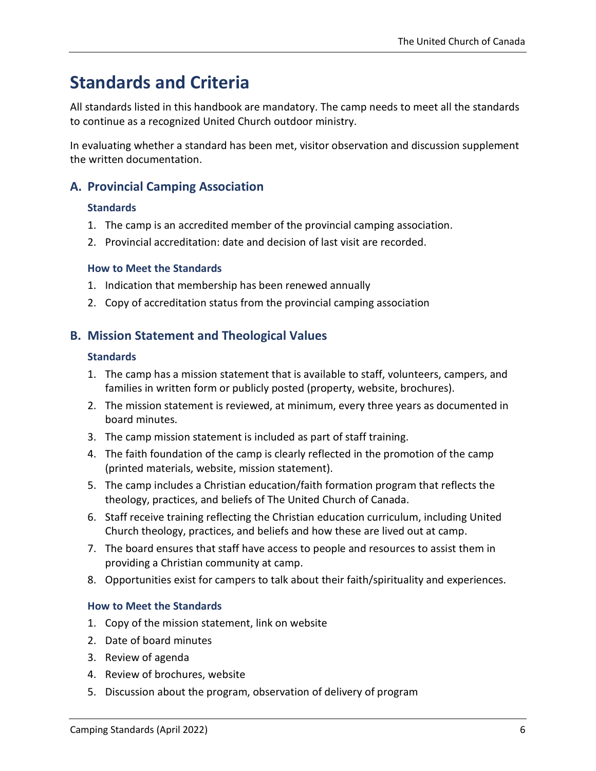# Standards and Criteria

All standards listed in this handbook are mandatory. The camp needs to meet all the standards to continue as a recognized United Church outdoor ministry.

In evaluating whether a standard has been met, visitor observation and discussion supplement the written documentation.

## A. Provincial Camping Association

### Standards

1. The camp is an accredited member of the provincial camping association.
2. Provincial accreditation: date and decision of last visit are recorded.

### How to Meet the Standards

1. Indication that membership has been renewed annually
2. Copy of accreditation status from the provincial camping association

## B. Mission Statement and Theological Values

### Standards

1. The camp has a mission statement that is available to staff, volunteers, campers, and families in written form or publicly posted (property, website, brochures).
2. The mission statement is reviewed, at minimum, every three years as documented in board minutes.
3. The camp mission statement is included as part of staff training.
4. The faith foundation of the camp is clearly reflected in the promotion of the camp (printed materials, website, mission statement).
5. The camp includes a Christian education/faith formation program that reflects the theology, practices, and beliefs of The United Church of Canada.
6. Staff receive training reflecting the Christian education curriculum, including United Church theology, practices, and beliefs and how these are lived out at camp.
7. The board ensures that staff have access to people and resources to assist them in providing a Christian community at camp.
8. Opportunities exist for campers to talk about their faith/spirituality and experiences.

### How to Meet the Standards

1. Copy of the mission statement, link on website
2. Date of board minutes
3. Review of agenda
4. Review of brochures, website
5. Discussion about the program, observation of delivery of program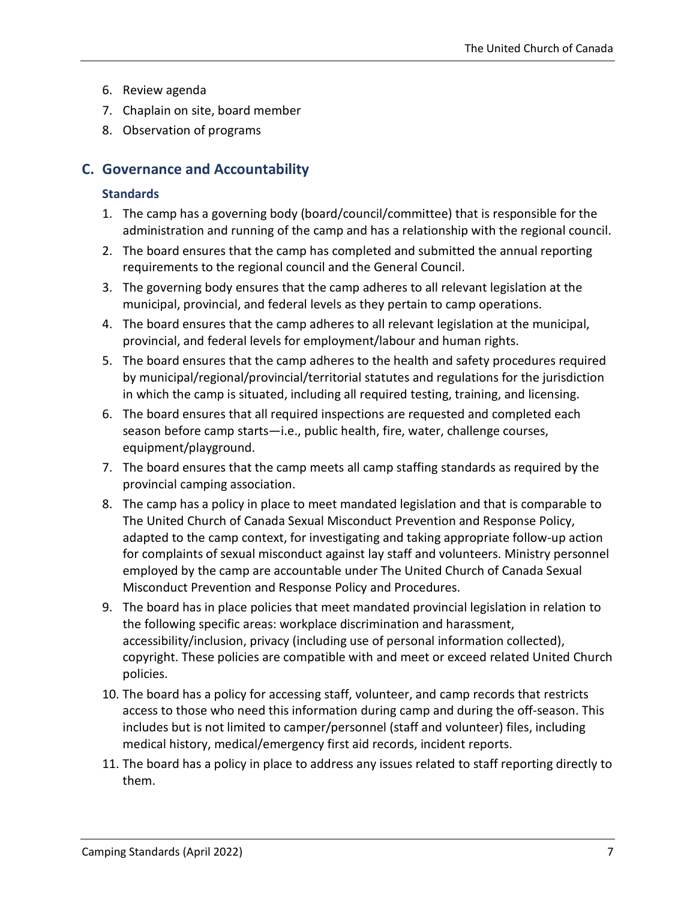6. Review agenda
7. Chaplain on site, board member
8. Observation of programs

## C. Governance and Accountability

### Standards

1. The camp has a governing body (board/council/committee) that is responsible for the administration and running of the camp and has a relationship with the regional council.
2. The board ensures that the camp has completed and submitted the annual reporting requirements to the regional council and the General Council.
3. The governing body ensures that the camp adheres to all relevant legislation at the municipal, provincial, and federal levels as they pertain to camp operations.
4. The board ensures that the camp adheres to all relevant legislation at the municipal, provincial, and federal levels for employment/labour and human rights.
5. The board ensures that the camp adheres to the health and safety procedures required by municipal/regional/provincial/territorial statutes and regulations for the jurisdiction in which the camp is situated, including all required testing, training, and licensing.
6. The board ensures that all required inspections are requested and completed each season before camp starts—i.e., public health, fire, water, challenge courses, equipment/playground.
7. The board ensures that the camp meets all camp staffing standards as required by the provincial camping association.
8. The camp has a policy in place to meet mandated legislation and that is comparable to The United Church of Canada Sexual Misconduct Prevention and Response Policy, adapted to the camp context, for investigating and taking appropriate follow-up action for complaints of sexual misconduct against lay staff and volunteers. Ministry personnel employed by the camp are accountable under The United Church of Canada Sexual Misconduct Prevention and Response Policy and Procedures.
9. The board has in place policies that meet mandated provincial legislation in relation to the following specific areas: workplace discrimination and harassment, accessibility/inclusion, privacy (including use of personal information collected), copyright. These policies are compatible with and meet or exceed related United Church policies.
10. The board has a policy for accessing staff, volunteer, and camp records that restricts access to those who need this information during camp and during the off-season. This includes but is not limited to camper/personnel (staff and volunteer) files, including medical history, medical/emergency first aid records, incident reports.
11. The board has a policy in place to address any issues related to staff reporting directly to them.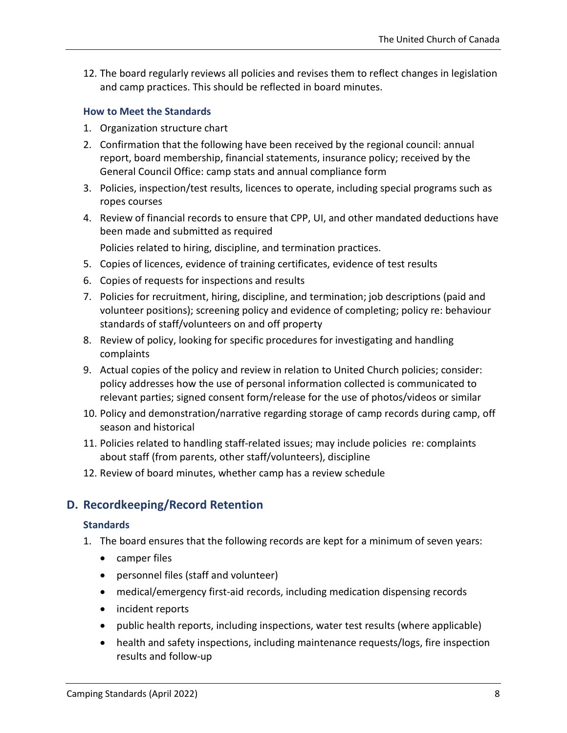12. The board regularly reviews all policies and revises them to reflect changes in legislation and camp practices. This should be reflected in board minutes.

### How to Meet the Standards

1. Organization structure chart
2. Confirmation that the following have been received by the regional council: annual report, board membership, financial statements, insurance policy; received by the General Council Office: camp stats and annual compliance form
3. Policies, inspection/test results, licences to operate, including special programs such as ropes courses
4. Review of financial records to ensure that CPP, UI, and other mandated deductions have been made and submitted as required

   Policies related to hiring, discipline, and termination practices.
5. Copies of licences, evidence of training certificates, evidence of test results
6. Copies of requests for inspections and results
7. Policies for recruitment, hiring, discipline, and termination; job descriptions (paid and volunteer positions); screening policy and evidence of completing; policy re: behaviour standards of staff/volunteers on and off property
8. Review of policy, looking for specific procedures for investigating and handling complaints
9. Actual copies of the policy and review in relation to United Church policies; consider: policy addresses how the use of personal information collected is communicated to relevant parties; signed consent form/release for the use of photos/videos or similar
10. Policy and demonstration/narrative regarding storage of camp records during camp, off season and historical
11. Policies related to handling staff-related issues; may include policies re: complaints about staff (from parents, other staff/volunteers), discipline
12. Review of board minutes, whether camp has a review schedule

## D. Recordkeeping/Record Retention

### Standards

1. The board ensures that the following records are kept for a minimum of seven years:
   - camper files
   - personnel files (staff and volunteer)
   - medical/emergency first-aid records, including medication dispensing records
   - incident reports
   - public health reports, including inspections, water test results (where applicable)
   - health and safety inspections, including maintenance requests/logs, fire inspection results and follow-up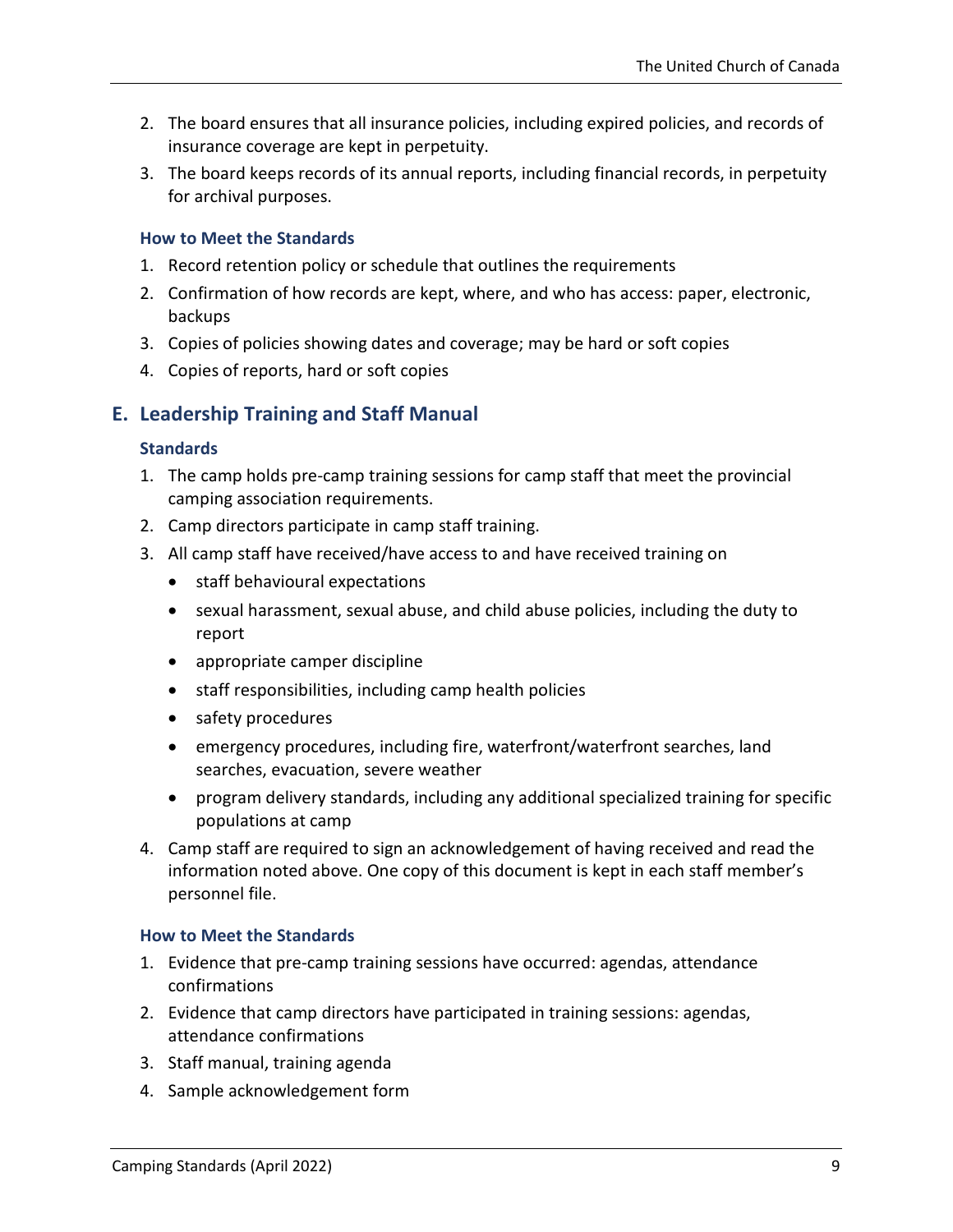2. The board ensures that all insurance policies, including expired policies, and records of insurance coverage are kept in perpetuity.
3. The board keeps records of its annual reports, including financial records, in perpetuity for archival purposes.

### How to Meet the Standards

1. Record retention policy or schedule that outlines the requirements
2. Confirmation of how records are kept, where, and who has access: paper, electronic, backups
3. Copies of policies showing dates and coverage; may be hard or soft copies
4. Copies of reports, hard or soft copies

## E. Leadership Training and Staff Manual

### Standards

1. The camp holds pre-camp training sessions for camp staff that meet the provincial camping association requirements.
2. Camp directors participate in camp staff training.
3. All camp staff have received/have access to and have received training on
   - staff behavioural expectations
   - sexual harassment, sexual abuse, and child abuse policies, including the duty to report
   - appropriate camper discipline
   - staff responsibilities, including camp health policies
   - safety procedures
   - emergency procedures, including fire, waterfront/waterfront searches, land searches, evacuation, severe weather
   - program delivery standards, including any additional specialized training for specific populations at camp
4. Camp staff are required to sign an acknowledgement of having received and read the information noted above. One copy of this document is kept in each staff member's personnel file.

### How to Meet the Standards

1. Evidence that pre-camp training sessions have occurred: agendas, attendance confirmations
2. Evidence that camp directors have participated in training sessions: agendas, attendance confirmations
3. Staff manual, training agenda
4. Sample acknowledgement form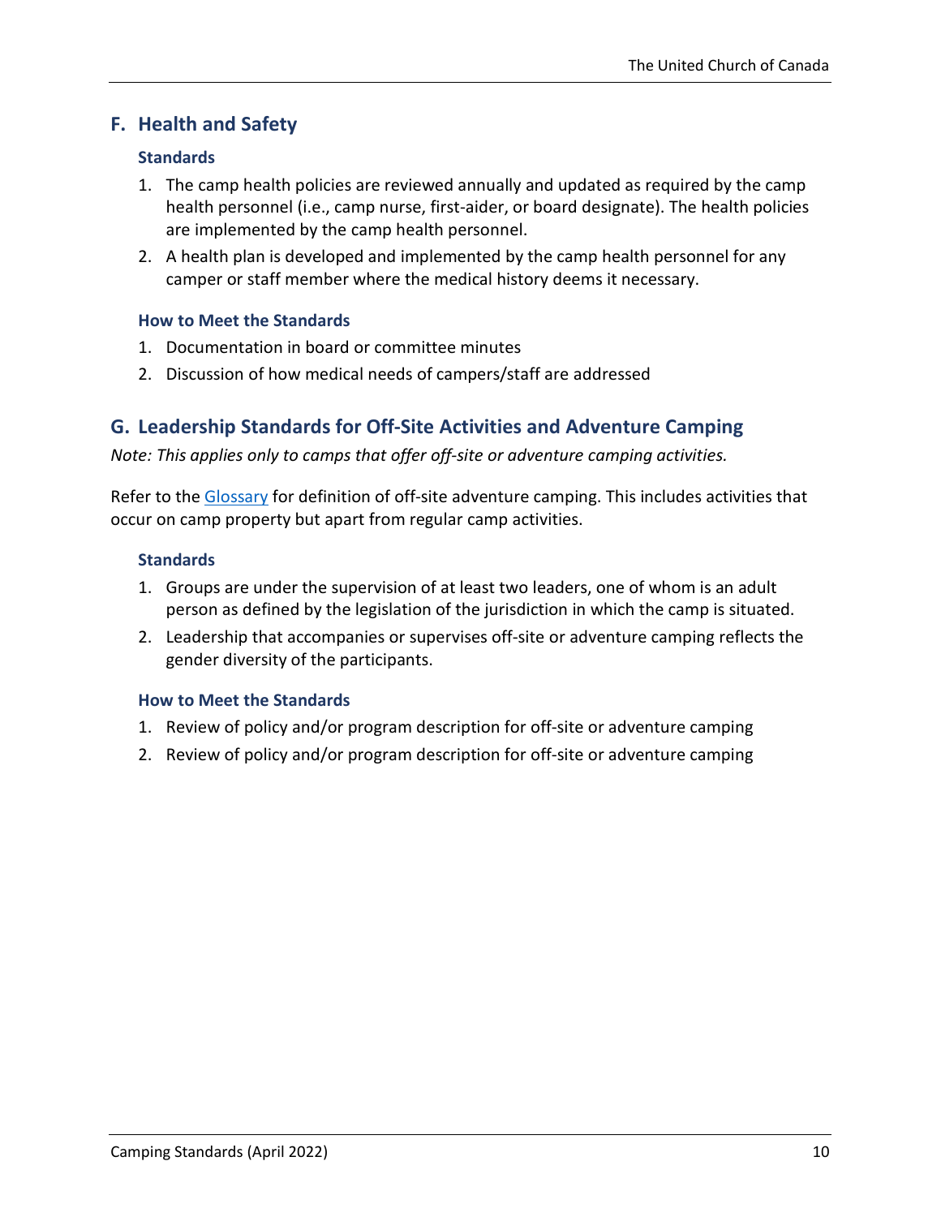## F. Health and Safety

### Standards

1. The camp health policies are reviewed annually and updated as required by the camp health personnel (i.e., camp nurse, first-aider, or board designate). The health policies are implemented by the camp health personnel.
2. A health plan is developed and implemented by the camp health personnel for any camper or staff member where the medical history deems it necessary.

### How to Meet the Standards

1. Documentation in board or committee minutes
2. Discussion of how medical needs of campers/staff are addressed

## G. Leadership Standards for Off-Site Activities and Adventure Camping

*Note: This applies only to camps that offer off-site or adventure camping activities.*

Refer to the [Glossary] for definition of off-site adventure camping. This includes activities that occur on camp property but apart from regular camp activities.

### Standards

1. Groups are under the supervision of at least two leaders, one of whom is an adult person as defined by the legislation of the jurisdiction in which the camp is situated.
2. Leadership that accompanies or supervises off-site or adventure camping reflects the gender diversity of the participants.

### How to Meet the Standards

1. Review of policy and/or program description for off-site or adventure camping
2. Review of policy and/or program description for off-site or adventure camping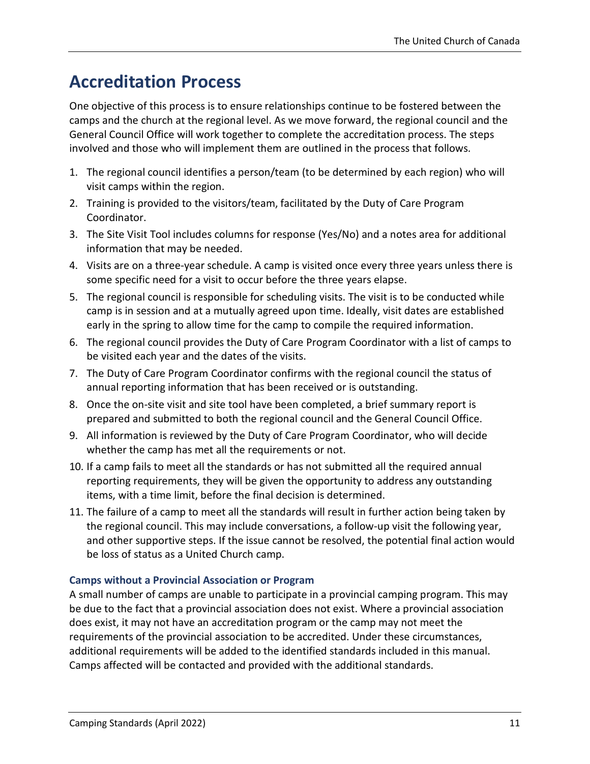# Accreditation Process

One objective of this process is to ensure relationships continue to be fostered between the camps and the church at the regional level. As we move forward, the regional council and the General Council Office will work together to complete the accreditation process. The steps involved and those who will implement them are outlined in the process that follows.

1. The regional council identifies a person/team (to be determined by each region) who will visit camps within the region.
2. Training is provided to the visitors/team, facilitated by the Duty of Care Program Coordinator.
3. The Site Visit Tool includes columns for response (Yes/No) and a notes area for additional information that may be needed.
4. Visits are on a three-year schedule. A camp is visited once every three years unless there is some specific need for a visit to occur before the three years elapse.
5. The regional council is responsible for scheduling visits. The visit is to be conducted while camp is in session and at a mutually agreed upon time. Ideally, visit dates are established early in the spring to allow time for the camp to compile the required information.
6. The regional council provides the Duty of Care Program Coordinator with a list of camps to be visited each year and the dates of the visits.
7. The Duty of Care Program Coordinator confirms with the regional council the status of annual reporting information that has been received or is outstanding.
8. Once the on-site visit and site tool have been completed, a brief summary report is prepared and submitted to both the regional council and the General Council Office.
9. All information is reviewed by the Duty of Care Program Coordinator, who will decide whether the camp has met all the requirements or not.
10. If a camp fails to meet all the standards or has not submitted all the required annual reporting requirements, they will be given the opportunity to address any outstanding items, with a time limit, before the final decision is determined.
11. The failure of a camp to meet all the standards will result in further action being taken by the regional council. This may include conversations, a follow-up visit the following year, and other supportive steps. If the issue cannot be resolved, the potential final action would be loss of status as a United Church camp.

### Camps without a Provincial Association or Program

A small number of camps are unable to participate in a provincial camping program. This may be due to the fact that a provincial association does not exist. Where a provincial association does exist, it may not have an accreditation program or the camp may not meet the requirements of the provincial association to be accredited. Under these circumstances, additional requirements will be added to the identified standards included in this manual. Camps affected will be contacted and provided with the additional standards.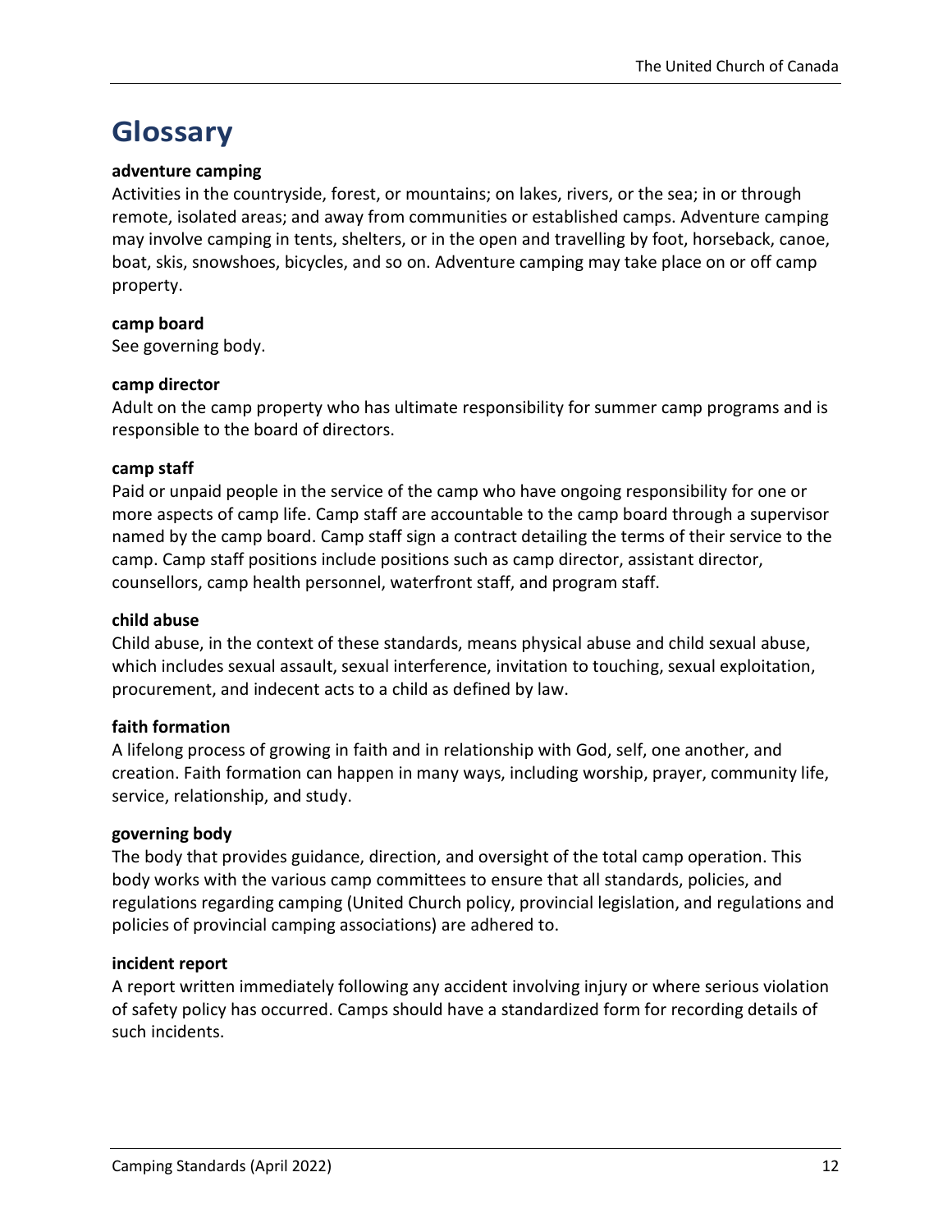# Glossary

**adventure camping**
Activities in the countryside, forest, or mountains; on lakes, rivers, or the sea; in or through remote, isolated areas; and away from communities or established camps. Adventure camping may involve camping in tents, shelters, or in the open and travelling by foot, horseback, canoe, boat, skis, snowshoes, bicycles, and so on. Adventure camping may take place on or off camp property.

**camp board**
See governing body.

**camp director**
Adult on the camp property who has ultimate responsibility for summer camp programs and is responsible to the board of directors.

**camp staff**
Paid or unpaid people in the service of the camp who have ongoing responsibility for one or more aspects of camp life. Camp staff are accountable to the camp board through a supervisor named by the camp board. Camp staff sign a contract detailing the terms of their service to the camp. Camp staff positions include positions such as camp director, assistant director, counsellors, camp health personnel, waterfront staff, and program staff.

**child abuse**
Child abuse, in the context of these standards, means physical abuse and child sexual abuse, which includes sexual assault, sexual interference, invitation to touching, sexual exploitation, procurement, and indecent acts to a child as defined by law.

**faith formation**
A lifelong process of growing in faith and in relationship with God, self, one another, and creation. Faith formation can happen in many ways, including worship, prayer, community life, service, relationship, and study.

**governing body**
The body that provides guidance, direction, and oversight of the total camp operation. This body works with the various camp committees to ensure that all standards, policies, and regulations regarding camping (United Church policy, provincial legislation, and regulations and policies of provincial camping associations) are adhered to.

**incident report**
A report written immediately following any accident involving injury or where serious violation of safety policy has occurred. Camps should have a standardized form for recording details of such incidents.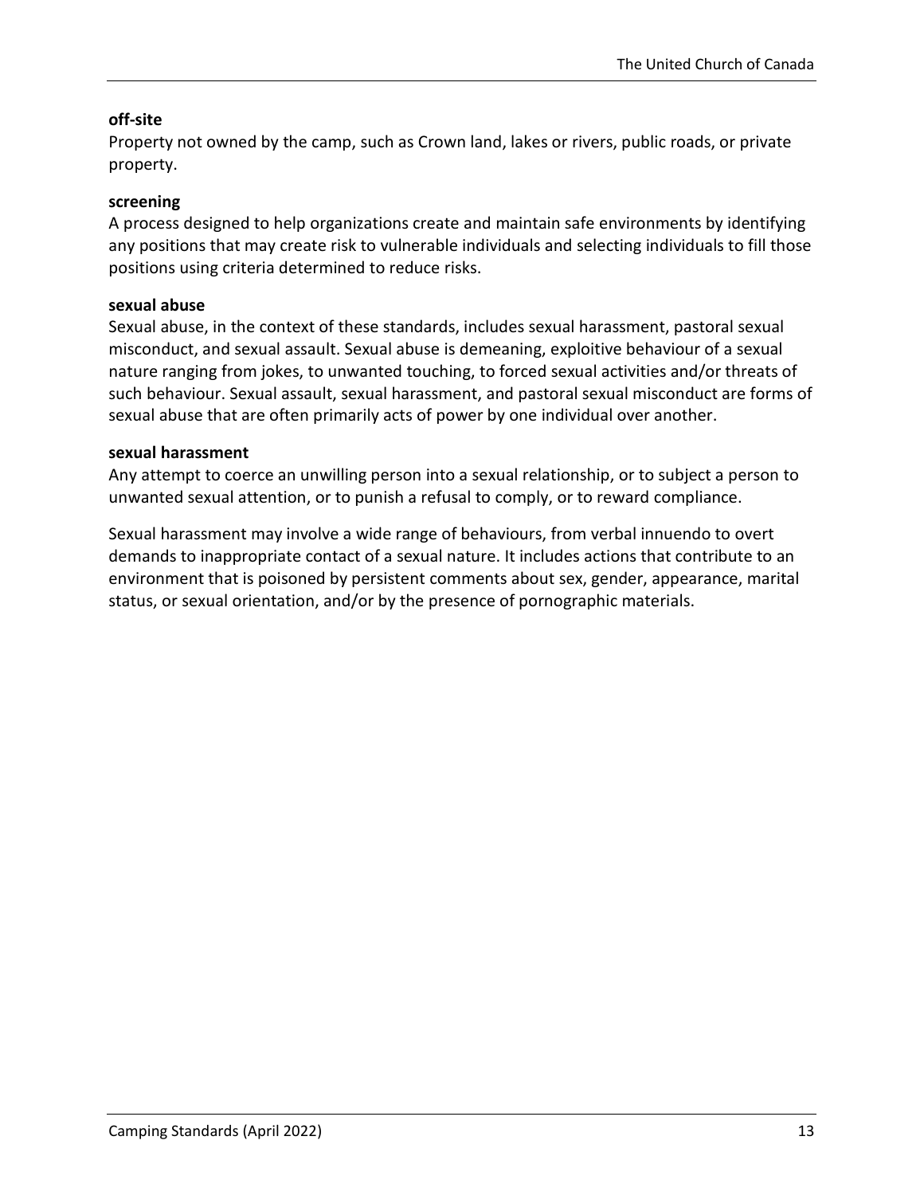**off-site**
Property not owned by the camp, such as Crown land, lakes or rivers, public roads, or private property.

**screening**
A process designed to help organizations create and maintain safe environments by identifying any positions that may create risk to vulnerable individuals and selecting individuals to fill those positions using criteria determined to reduce risks.

**sexual abuse**
Sexual abuse, in the context of these standards, includes sexual harassment, pastoral sexual misconduct, and sexual assault. Sexual abuse is demeaning, exploitive behaviour of a sexual nature ranging from jokes, to unwanted touching, to forced sexual activities and/or threats of such behaviour. Sexual assault, sexual harassment, and pastoral sexual misconduct are forms of sexual abuse that are often primarily acts of power by one individual over another.

**sexual harassment**
Any attempt to coerce an unwilling person into a sexual relationship, or to subject a person to unwanted sexual attention, or to punish a refusal to comply, or to reward compliance.

Sexual harassment may involve a wide range of behaviours, from verbal innuendo to overt demands to inappropriate contact of a sexual nature. It includes actions that contribute to an environment that is poisoned by persistent comments about sex, gender, appearance, marital status, or sexual orientation, and/or by the presence of pornographic materials.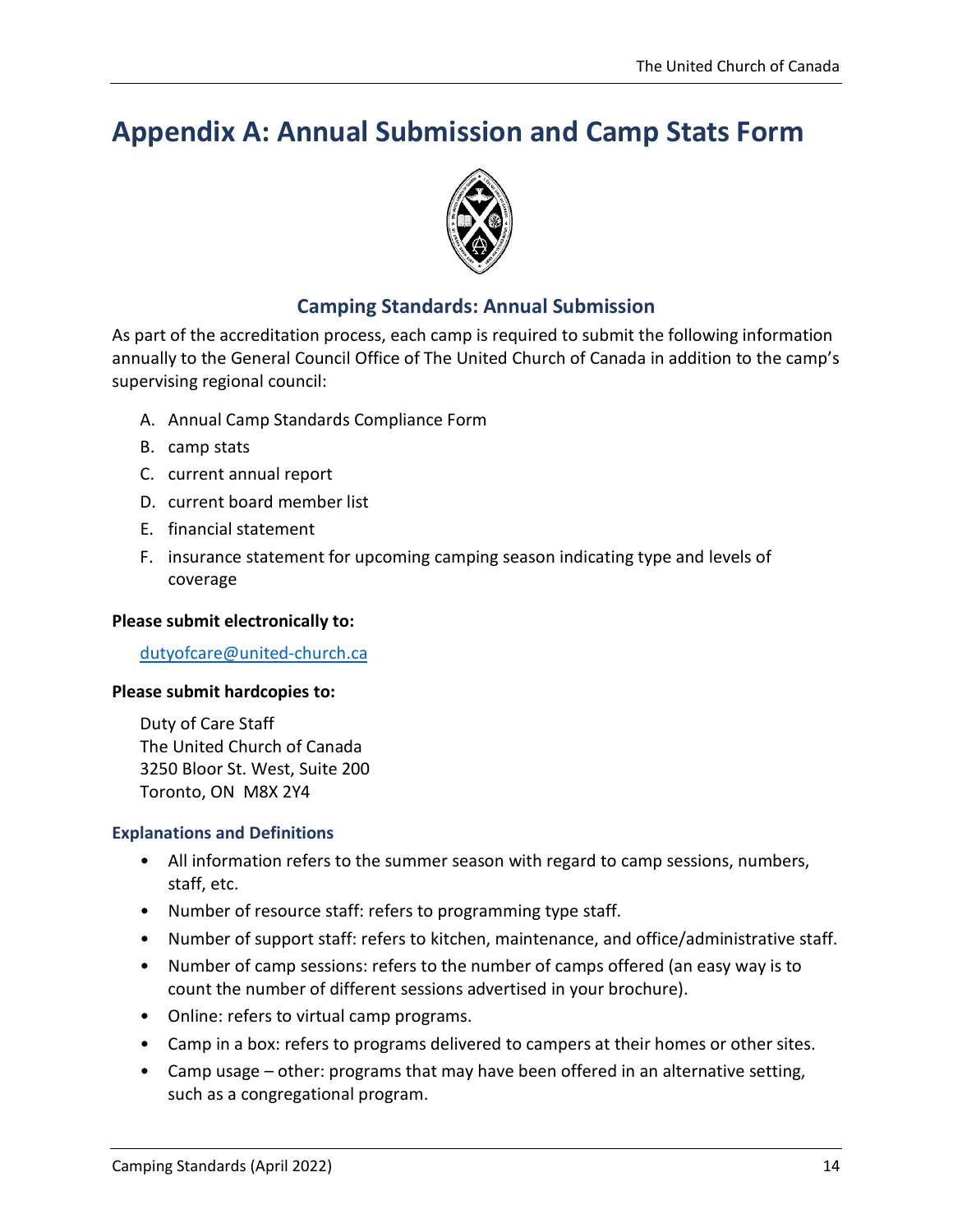# Appendix A: Annual Submission and Camp Stats Form

## Camping Standards: Annual Submission

As part of the accreditation process, each camp is required to submit the following information annually to the General Council Office of The United Church of Canada in addition to the camp's supervising regional council:

A. Annual Camp Standards Compliance Form
B. camp stats
C. current annual report
D. current board member list
E. financial statement
F. insurance statement for upcoming camping season indicating type and levels of coverage

**Please submit electronically to:**

dutyofcare@united-church.ca

**Please submit hardcopies to:**

Duty of Care Staff
The United Church of Canada
3250 Bloor St. West, Suite 200
Toronto, ON M8X 2Y4

### Explanations and Definitions

- All information refers to the summer season with regard to camp sessions, numbers, staff, etc.
- Number of resource staff: refers to programming type staff.
- Number of support staff: refers to kitchen, maintenance, and office/administrative staff.
- Number of camp sessions: refers to the number of camps offered (an easy way is to count the number of different sessions advertised in your brochure).
- Online: refers to virtual camp programs.
- Camp in a box: refers to programs delivered to campers at their homes or other sites.
- Camp usage – other: programs that may have been offered in an alternative setting, such as a congregational program.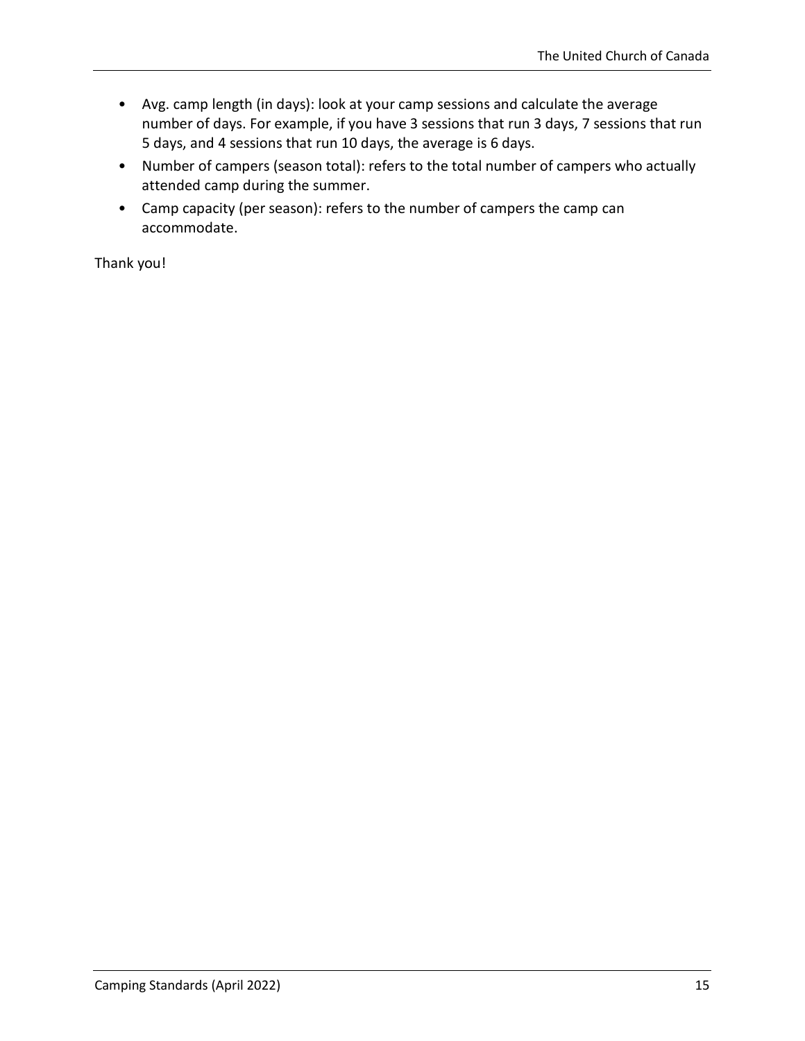- Avg. camp length (in days): look at your camp sessions and calculate the average number of days. For example, if you have 3 sessions that run 3 days, 7 sessions that run 5 days, and 4 sessions that run 10 days, the average is 6 days.
- Number of campers (season total): refers to the total number of campers who actually attended camp during the summer.
- Camp capacity (per season): refers to the number of campers the camp can accommodate.

Thank you!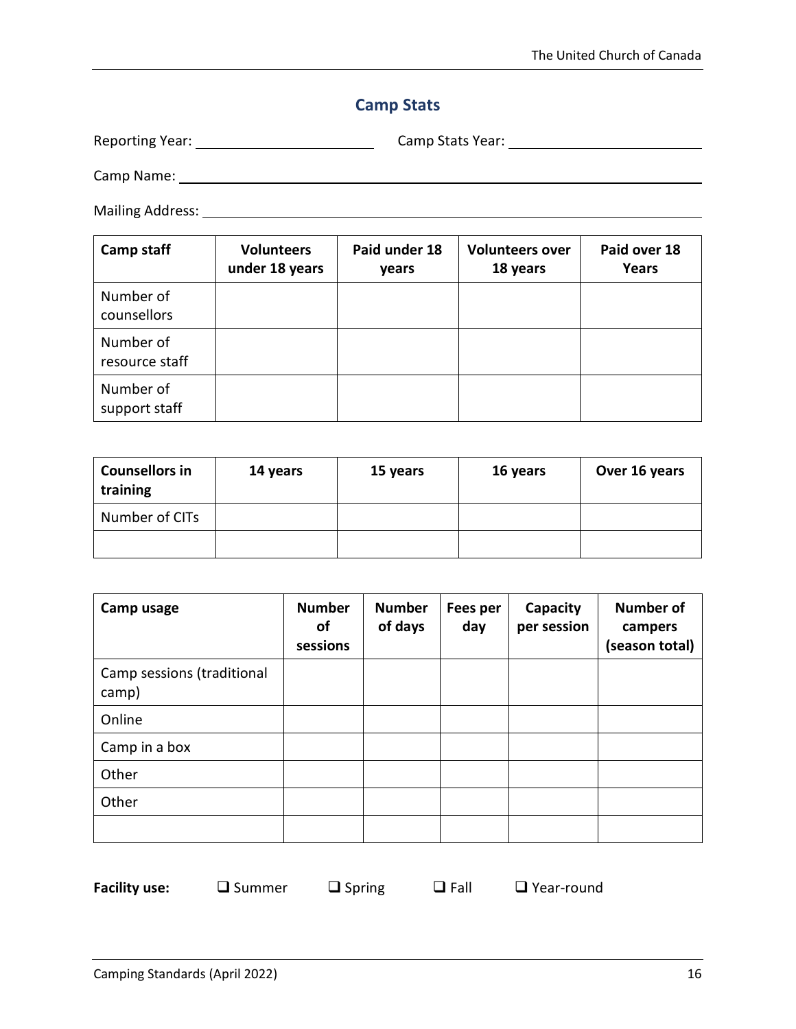## Camp Stats

Reporting Year: ______________________ Camp Stats Year: ______________________

Camp Name: ______________________________________________

Mailing Address: ______________________________________________

| Camp staff | Volunteers under 18 years | Paid under 18 years | Volunteers over 18 years | Paid over 18 Years |
|---|---|---|---|---|
| Number of counsellors | | | | |
| Number of resource staff | | | | |
| Number of support staff | | | | |

| Counsellors in training | 14 years | 15 years | 16 years | Over 16 years |
|---|---|---|---|---|
| Number of CITs | | | | |
| | | | | |

| Camp usage | Number of sessions | Number of days | Fees per day | Capacity per session | Number of campers (season total) |
|---|---|---|---|---|---|
| Camp sessions (traditional camp) | | | | | |
| Online | | | | | |
| Camp in a box | | | | | |
| Other | | | | | |
| Other | | | | | |
| | | | | | |

**Facility use:** ❑ Summer ❑ Spring ❑ Fall ❑ Year-round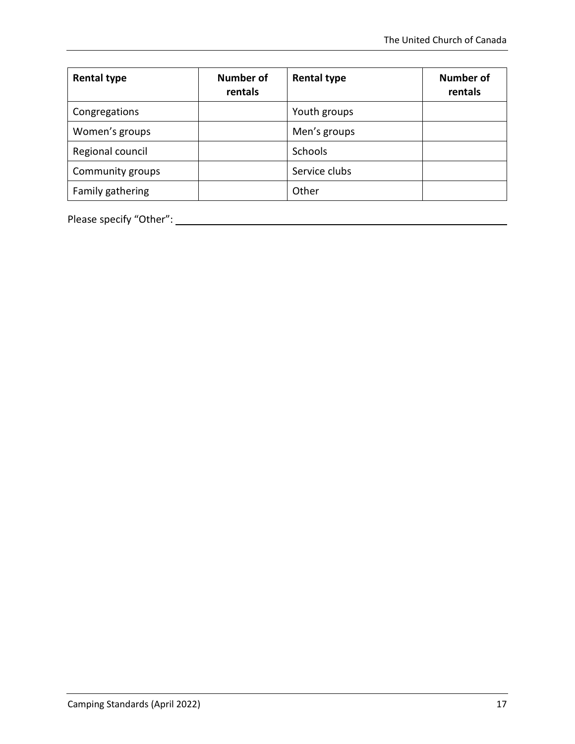| Rental type | Number of rentals | Rental type | Number of rentals |
|---|---|---|---|
| Congregations | | Youth groups | |
| Women’s groups | | Men’s groups | |
| Regional council | | Schools | |
| Community groups | | Service clubs | |
| Family gathering | | Other | |

Please specify “Other”: ______________________________________________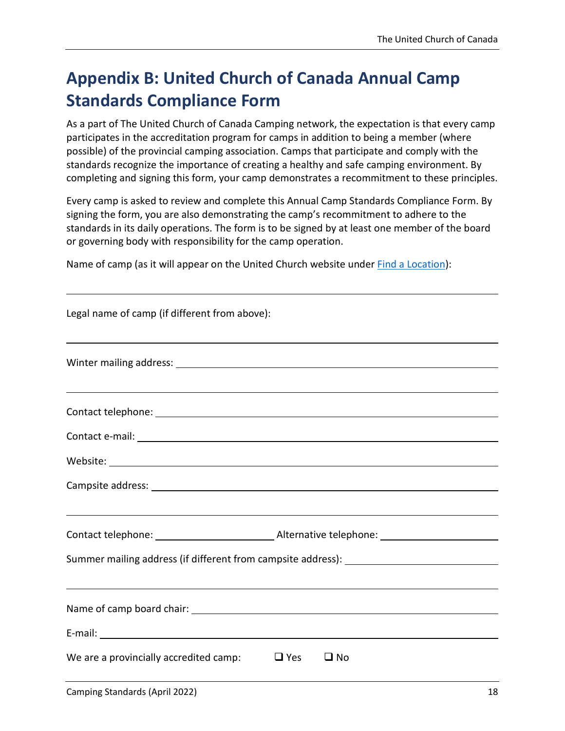# Appendix B: United Church of Canada Annual Camp Standards Compliance Form

As a part of The United Church of Canada Camping network, the expectation is that every camp participates in the accreditation program for camps in addition to being a member (where possible) of the provincial camping association. Camps that participate and comply with the standards recognize the importance of creating a healthy and safe camping environment. By completing and signing this form, your camp demonstrates a recommitment to these principles.

Every camp is asked to review and complete this Annual Camp Standards Compliance Form. By signing the form, you are also demonstrating the camp's recommitment to adhere to the standards in its daily operations. The form is to be signed by at least one member of the board or governing body with responsibility for the camp operation.

Name of camp (as it will appear on the United Church website under [Find a Location]):

______________________________________________

Legal name of camp (if different from above):

______________________________________________

Winter mailing address: ______________________________________________

______________________________________________

Contact telephone: ______________________________________________

Contact e-mail: ______________________________________________

Website: ______________________________________________

Campsite address: ______________________________________________

______________________________________________

Contact telephone: ____________________ Alternative telephone: ____________________

Summer mailing address (if different from campsite address): ____________________

______________________________________________

Name of camp board chair: ______________________________________________

E-mail: ______________________________________________

We are a provincially accredited camp: ☐ Yes ☐ No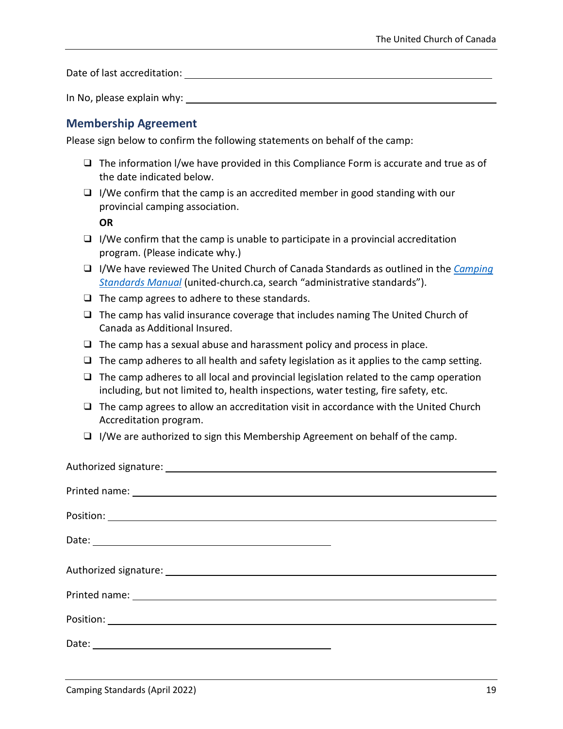Date of last accreditation: ______________________________

In No, please explain why: ______________________________

## Membership Agreement

Please sign below to confirm the following statements on behalf of the camp:

- ☐ The information l/we have provided in this Compliance Form is accurate and true as of the date indicated below.
- ☐ I/We confirm that the camp is an accredited member in good standing with our provincial camping association.

  **OR**
- ☐ I/We confirm that the camp is unable to participate in a provincial accreditation program. (Please indicate why.)
- ☐ I/We have reviewed The United Church of Canada Standards as outlined in the *Camping Standards Manual* (united-church.ca, search "administrative standards").
- ☐ The camp agrees to adhere to these standards.
- ☐ The camp has valid insurance coverage that includes naming The United Church of Canada as Additional Insured.
- ☐ The camp has a sexual abuse and harassment policy and process in place.
- ☐ The camp adheres to all health and safety legislation as it applies to the camp setting.
- ☐ The camp adheres to all local and provincial legislation related to the camp operation including, but not limited to, health inspections, water testing, fire safety, etc.
- ☐ The camp agrees to allow an accreditation visit in accordance with the United Church Accreditation program.
- ☐ I/We are authorized to sign this Membership Agreement on behalf of the camp.

Authorized signature: ______________________________

Printed name: ______________________________

Position: ______________________________

Date: ______________________________

Authorized signature: ______________________________

Printed name: ______________________________

Position: ______________________________

Date: ______________________________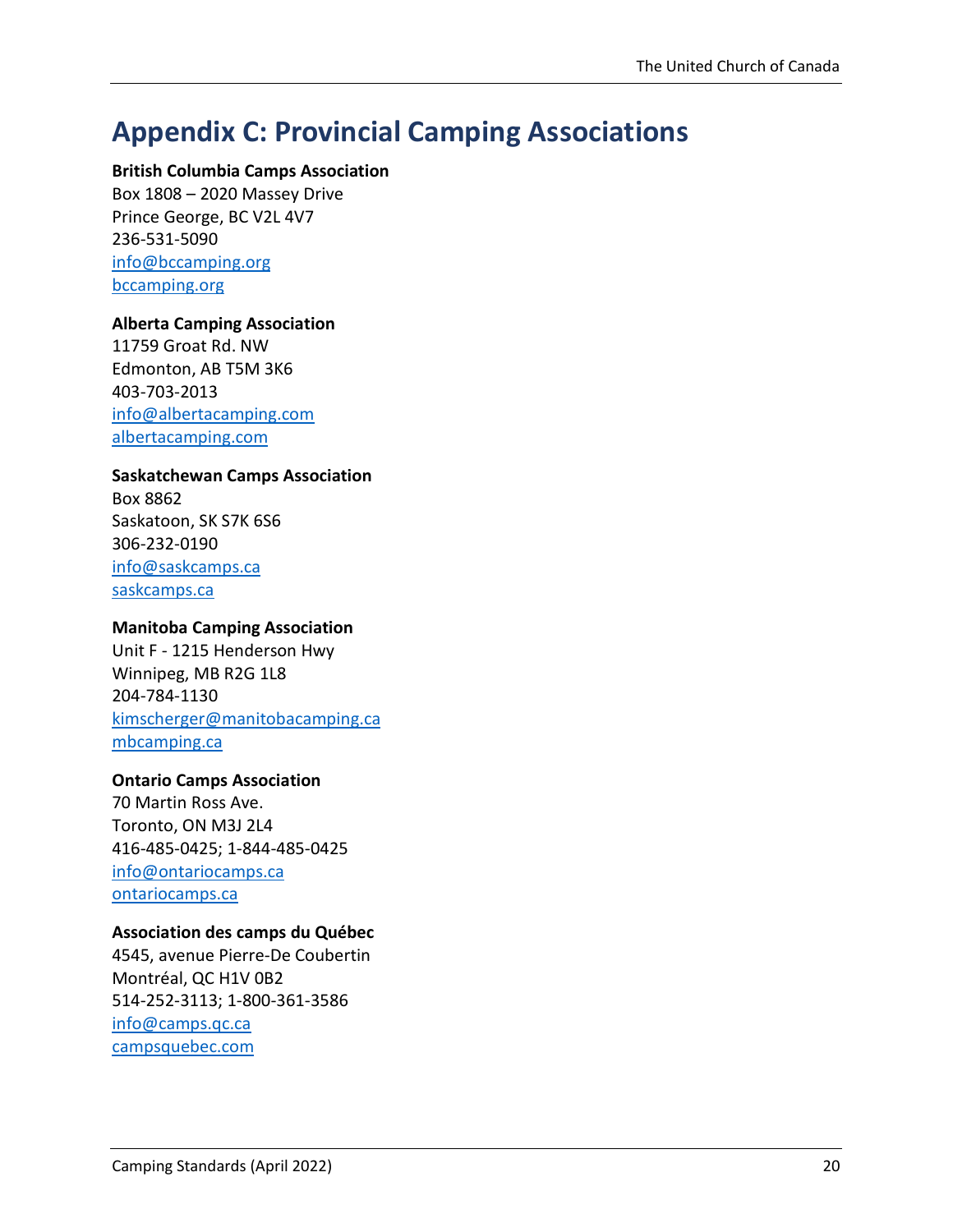# Appendix C: Provincial Camping Associations

**British Columbia Camps Association**
Box 1808 – 2020 Massey Drive
Prince George, BC V2L 4V7
236-531-5090
info@bccamping.org
bccamping.org

**Alberta Camping Association**
11759 Groat Rd. NW
Edmonton, AB T5M 3K6
403-703-2013
info@albertacamping.com
albertacamping.com

**Saskatchewan Camps Association**
Box 8862
Saskatoon, SK S7K 6S6
306-232-0190
info@saskcamps.ca
saskcamps.ca

**Manitoba Camping Association**
Unit F - 1215 Henderson Hwy
Winnipeg, MB R2G 1L8
204-784-1130
kimscherger@manitobacamping.ca
mbcamping.ca

**Ontario Camps Association**
70 Martin Ross Ave.
Toronto, ON M3J 2L4
416-485-0425; 1-844-485-0425
info@ontariocamps.ca
ontariocamps.ca

**Association des camps du Québec**
4545, avenue Pierre-De Coubertin
Montréal, QC H1V 0B2
514-252-3113; 1-800-361-3586
info@camps.qc.ca
campsquebec.com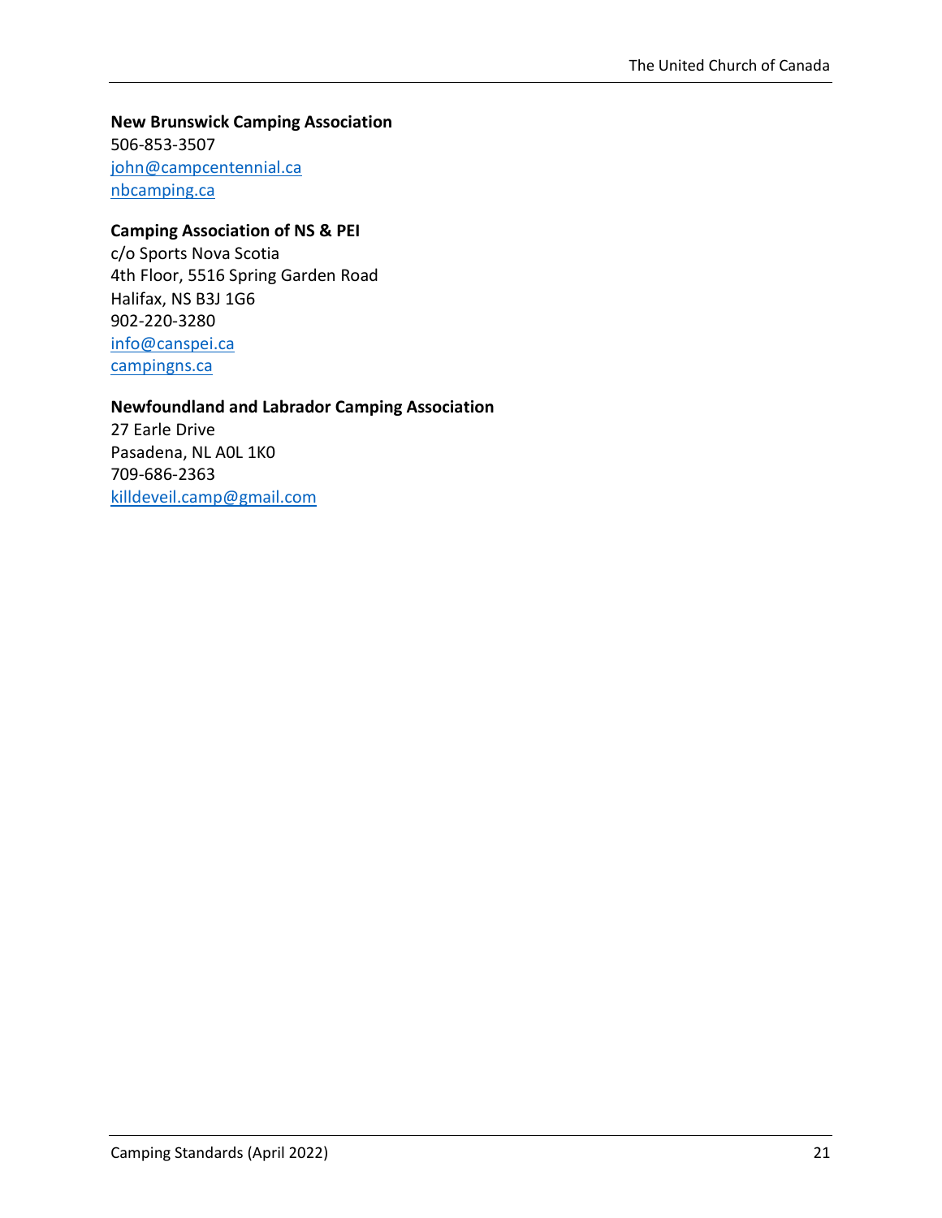**New Brunswick Camping Association**
506-853-3507
john@campcentennial.ca
nbcamping.ca

**Camping Association of NS & PEI**
c/o Sports Nova Scotia
4th Floor, 5516 Spring Garden Road
Halifax, NS B3J 1G6
902-220-3280
info@canspei.ca
campingns.ca

**Newfoundland and Labrador Camping Association**
27 Earle Drive
Pasadena, NL A0L 1K0
709-686-2363
killdeveil.camp@gmail.com